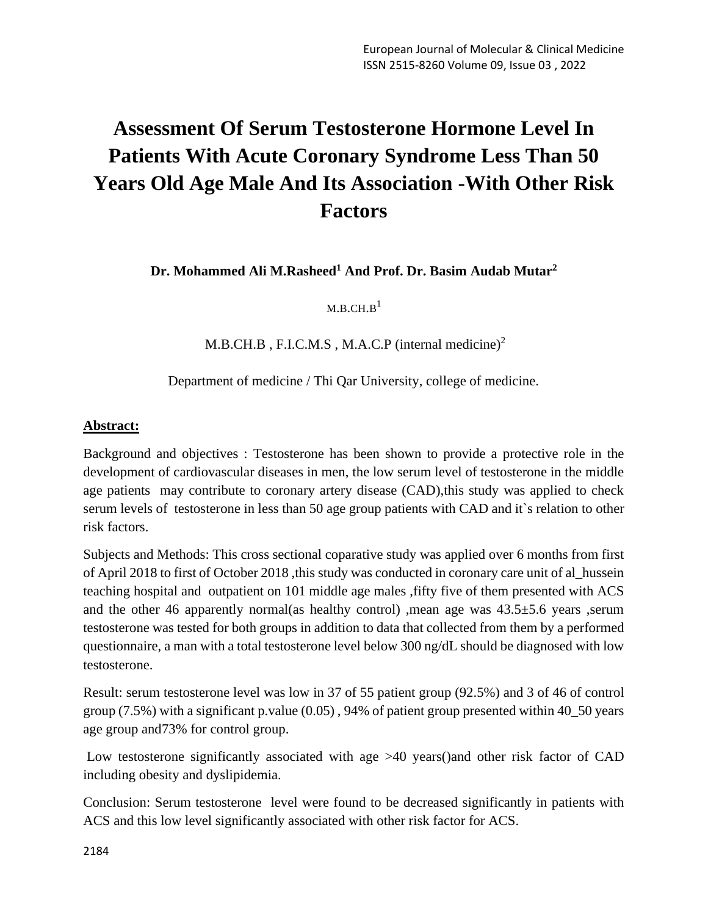# Assessment Of Serum Testosterone Hormone Level In Patients With Acute Coronary Syndrome Less Than 50 Years Old Age Male And Its Association -With Other Risk Factors

**Dr. Mohammed Ali M.Rasheed[1] And Prof. Dr. Basim Audab Mutar[2]**

M.B.CH.B[1]

M.B.CH.B , F.I.C.M.S , M.A.C.P (internal medicine)[2]

Department of medicine / Thi Qar University, college of medicine.

## Abstract:

Background and objectives : Testosterone has been shown to provide a protective role in the development of cardiovascular diseases in men, the low serum level of testosterone in the middle age patients may contribute to coronary artery disease (CAD),this study was applied to check serum levels of testosterone in less than 50 age group patients with CAD and it`s relation to other risk factors.

Subjects and Methods: This cross sectional coparative study was applied over 6 months from first of April 2018 to first of October 2018 ,this study was conducted in coronary care unit of al_hussein teaching hospital and outpatient on 101 middle age males ,fifty five of them presented with ACS and the other 46 apparently normal(as healthy control) ,mean age was 43.5±5.6 years ,serum testosterone was tested for both groups in addition to data that collected from them by a performed questionnaire, a man with a total testosterone level below 300 ng/dL should be diagnosed with low testosterone.

Result: serum testosterone level was low in 37 of 55 patient group (92.5%) and 3 of 46 of control group (7.5%) with a significant p.value (0.05) , 94% of patient group presented within 40_50 years age group and73% for control group.

Low testosterone significantly associated with age >40 years()and other risk factor of CAD including obesity and dyslipidemia.

Conclusion: Serum testosterone level were found to be decreased significantly in patients with ACS and this low level significantly associated with other risk factor for ACS.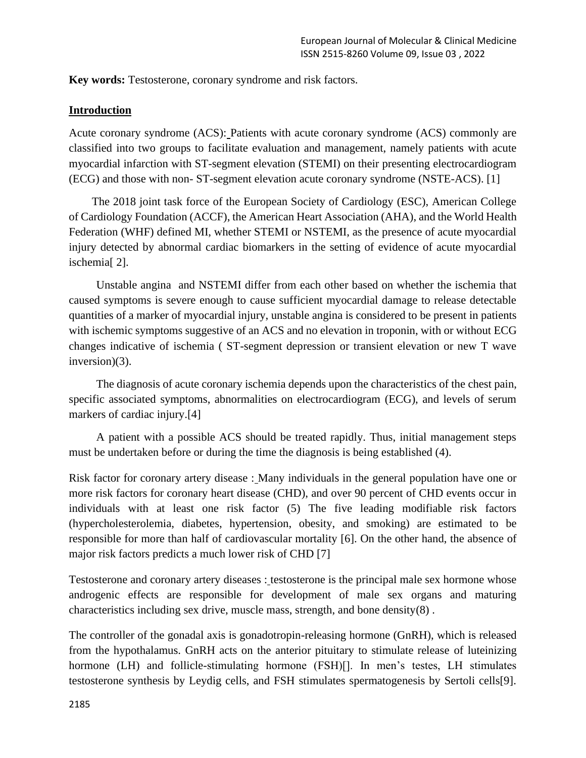**Key words:** Testosterone, coronary syndrome and risk factors.

## Introduction

Acute coronary syndrome (ACS): Patients with acute coronary syndrome (ACS) commonly are classified into two groups to facilitate evaluation and management, namely patients with acute myocardial infarction with ST-segment elevation (STEMI) on their presenting electrocardiogram (ECG) and those with non- ST-segment elevation acute coronary syndrome (NSTE-ACS). [1]

The 2018 joint task force of the European Society of Cardiology (ESC), American College of Cardiology Foundation (ACCF), the American Heart Association (AHA), and the World Health Federation (WHF) defined MI, whether STEMI or NSTEMI, as the presence of acute myocardial injury detected by abnormal cardiac biomarkers in the setting of evidence of acute myocardial ischemia[ 2].

Unstable angina and NSTEMI differ from each other based on whether the ischemia that caused symptoms is severe enough to cause sufficient myocardial damage to release detectable quantities of a marker of myocardial injury, unstable angina is considered to be present in patients with ischemic symptoms suggestive of an ACS and no elevation in troponin, with or without ECG changes indicative of ischemia ( ST-segment depression or transient elevation or new T wave inversion)(3).

The diagnosis of acute coronary ischemia depends upon the characteristics of the chest pain, specific associated symptoms, abnormalities on electrocardiogram (ECG), and levels of serum markers of cardiac injury.[4]

A patient with a possible ACS should be treated rapidly. Thus, initial management steps must be undertaken before or during the time the diagnosis is being established (4).

Risk factor for coronary artery disease : Many individuals in the general population have one or more risk factors for coronary heart disease (CHD), and over 90 percent of CHD events occur in individuals with at least one risk factor (5) The five leading modifiable risk factors (hypercholesterolemia, diabetes, hypertension, obesity, and smoking) are estimated to be responsible for more than half of cardiovascular mortality [6]. On the other hand, the absence of major risk factors predicts a much lower risk of CHD [7]

Testosterone and coronary artery diseases : testosterone is the principal male sex hormone whose androgenic effects are responsible for development of male sex organs and maturing characteristics including sex drive, muscle mass, strength, and bone density(8) .

The controller of the gonadal axis is gonadotropin-releasing hormone (GnRH), which is released from the hypothalamus. GnRH acts on the anterior pituitary to stimulate release of luteinizing hormone (LH) and follicle-stimulating hormone (FSH)[]. In men's testes, LH stimulates testosterone synthesis by Leydig cells, and FSH stimulates spermatogenesis by Sertoli cells[9].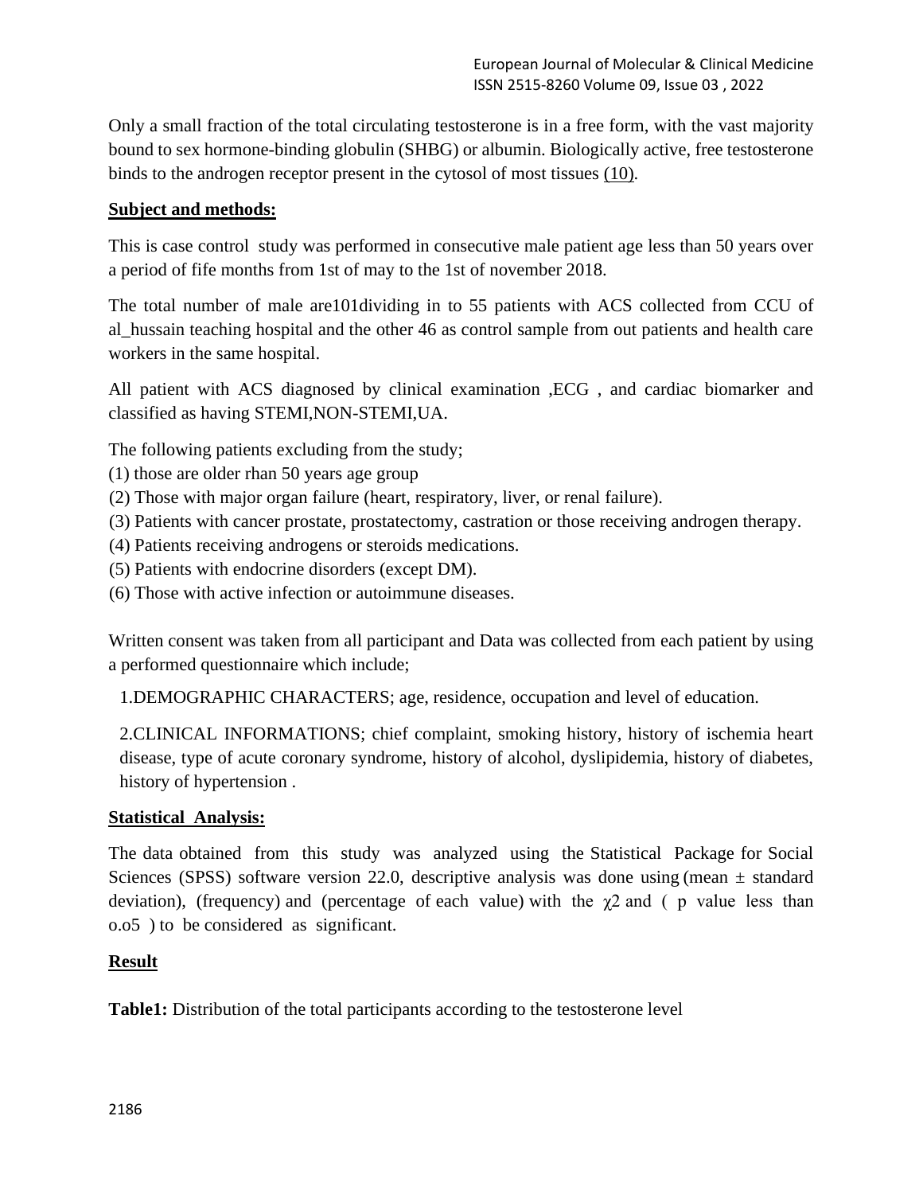Only a small fraction of the total circulating testosterone is in a free form, with the vast majority bound to sex hormone-binding globulin (SHBG) or albumin. Biologically active, free testosterone binds to the androgen receptor present in the cytosol of most tissues (10).

## Subject and methods:

This is case control study was performed in consecutive male patient age less than 50 years over a period of fife months from 1st of may to the 1st of november 2018.

The total number of male are101dividing in to 55 patients with ACS collected from CCU of al_hussain teaching hospital and the other 46 as control sample from out patients and health care workers in the same hospital.

All patient with ACS diagnosed by clinical examination ,ECG , and cardiac biomarker and classified as having STEMI,NON-STEMI,UA.

The following patients excluding from the study;

(1) those are older rhan 50 years age group
(2) Those with major organ failure (heart, respiratory, liver, or renal failure).
(3) Patients with cancer prostate, prostatectomy, castration or those receiving androgen therapy.
(4) Patients receiving androgens or steroids medications.
(5) Patients with endocrine disorders (except DM).
(6) Those with active infection or autoimmune diseases.

Written consent was taken from all participant and Data was collected from each patient by using a performed questionnaire which include;

1.DEMOGRAPHIC CHARACTERS; age, residence, occupation and level of education.

2.CLINICAL INFORMATIONS; chief complaint, smoking history, history of ischemia heart disease, type of acute coronary syndrome, history of alcohol, dyslipidemia, history of diabetes, history of hypertension .

## Statistical Analysis:

The data obtained from this study was analyzed using the Statistical Package for Social Sciences (SPSS) software version 22.0, descriptive analysis was done using (mean ± standard deviation), (frequency) and (percentage of each value) with the $\chi 2$ and ( p value less than o.o5 ) to be considered as significant.

## Result

**Table1:** Distribution of the total participants according to the testosterone level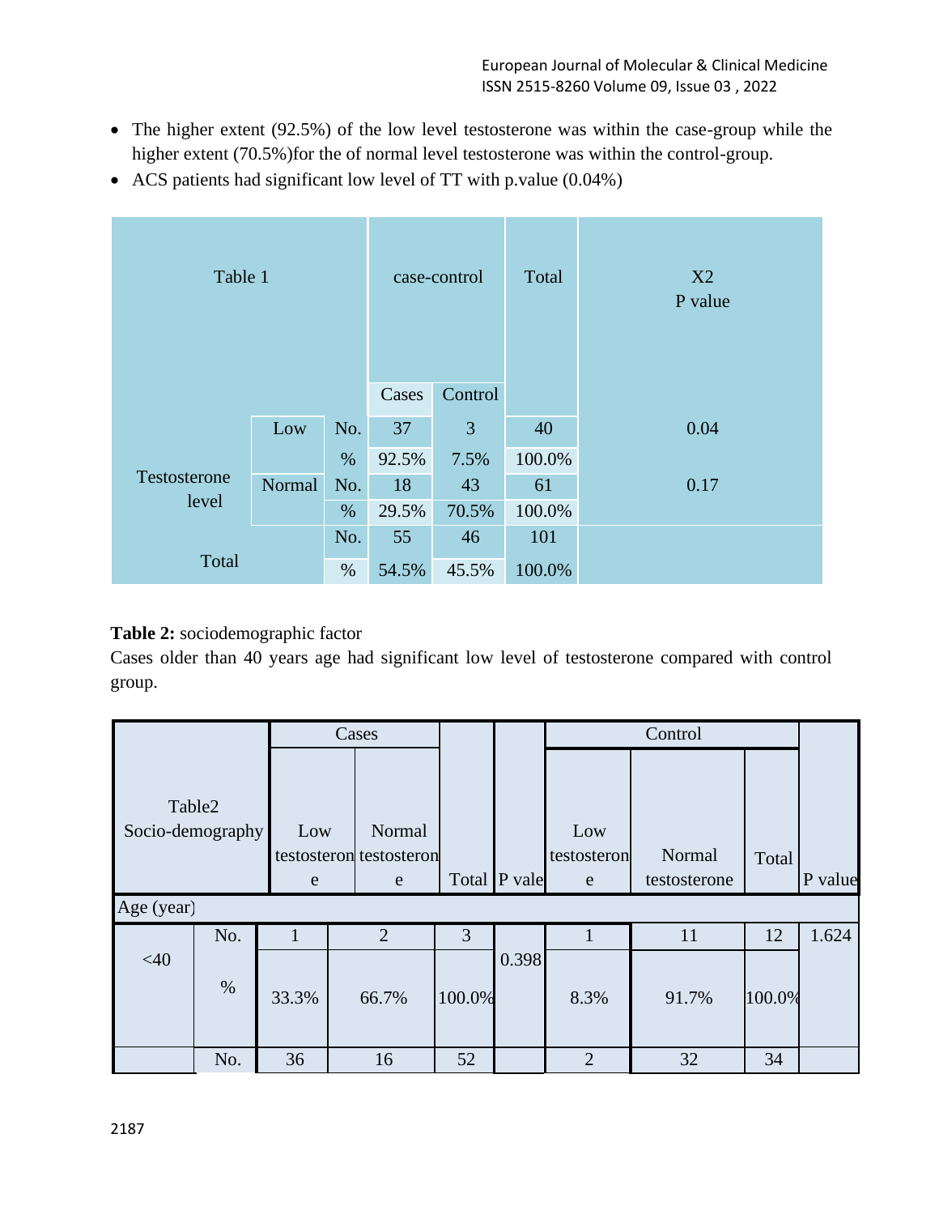- The higher extent (92.5%) of the low level testosterone was within the case-group while the higher extent (70.5%)for the of normal level testosterone was within the control-group.
- ACS patients had significant low level of TT with p.value (0.04%)

| Table 1 | | | case-control | | Total | X2 P value |
|---|---|---|---|---|---|---|
| | | | Cases | Control | | |
| Testosterone level | Low | No. | 37 | 3 | 40 | 0.04 |
| | | % | 92.5% | 7.5% | 100.0% | |
| | Normal | No. | 18 | 43 | 61 | 0.17 |
| | | % | 29.5% | 70.5% | 100.0% | |
| Total | | No. | 55 | 46 | 101 | |
| | | % | 54.5% | 45.5% | 100.0% | |

**Table 2:** sociodemographic factor

Cases older than 40 years age had significant low level of testosterone compared with control group.

| Table2 Socio-demography | | Cases | | | | Control | | | |
|---|---|---|---|---|---|---|---|---|---|
| | | Low testosterone | Normal testosterone | Total | P vale | Low testosterone | Normal testosterone | Total | P value |
| Age (year) | | | | | | | | | |
| <40 | No. | 1 | 2 | 3 | 0.398 | 1 | 11 | 12 | 1.624 |
| | % | 33.3% | 66.7% | 100.0% | | 8.3% | 91.7% | 100.0% | |
| | No. | 36 | 16 | 52 | | 2 | 32 | 34 | |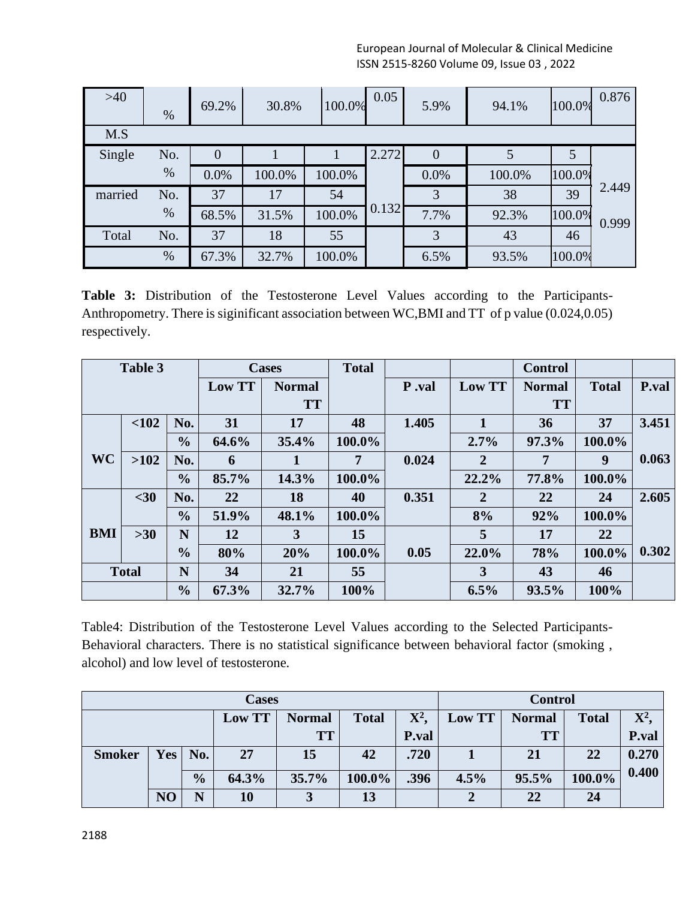| >40 | % | 69.2% | 30.8% | 100.0% | 0.05 | 5.9% | 94.1% | 100.0% | 0.876 |
|---|---|---|---|---|---|---|---|---|---|
| M.S | | | | | | | | | |
| Single | No. | 0 | 1 | 1 | 2.272 | 0 | 5 | 5 | 2.449 |
| | % | 0.0% | 100.0% | 100.0% | | 0.0% | 100.0% | 100.0% | |
| married | No. | 37 | 17 | 54 | 0.132 | 3 | 38 | 39 | 0.999 |
| | % | 68.5% | 31.5% | 100.0% | | 7.7% | 92.3% | 100.0% | |
| Total | No. | 37 | 18 | 55 | | 3 | 43 | 46 | |
| | % | 67.3% | 32.7% | 100.0% | | 6.5% | 93.5% | 100.0% | |

**Table 3:** Distribution of the Testosterone Level Values according to the Participants-Anthropometry. There is siginificant association between WC,BMI and TT of p value (0.024,0.05) respectively.

| **Table 3** | | | **Cases** | | **Total** | | | **Control** | | |
|---|---|---|---|---|---|---|---|---|---|---|
| | | | **Low TT** | **Normal TT** | | **P .val** | **Low TT** | **Normal TT** | **Total** | **P.val** |
| **WC** | **<102** | **No.** | **31** | **17** | **48** | **1.405** | **1** | **36** | **37** | **3.451** |
| | | **%** | **64.6%** | **35.4%** | **100.0%** | | **2.7%** | **97.3%** | **100.0%** | |
| | **>102** | **No.** | **6** | **1** | **7** | **0.024** | **2** | **7** | **9** | **0.063** |
| | | **%** | **85.7%** | **14.3%** | **100.0%** | | **22.2%** | **77.8%** | **100.0%** | |
| **BMI** | **<30** | **No.** | **22** | **18** | **40** | **0.351** | **2** | **22** | **24** | **2.605** |
| | | **%** | **51.9%** | **48.1%** | **100.0%** | | **8%** | **92%** | **100.0%** | |
| | **>30** | **N** | **12** | **3** | **15** | | **5** | **17** | **22** | |
| | | **%** | **80%** | **20%** | **100.0%** | **0.05** | **22.0%** | **78%** | **100.0%** | **0.302** |
| **Total** | | **N** | **34** | **21** | **55** | | **3** | **43** | **46** | |
| | | **%** | **67.3%** | **32.7%** | **100%** | | **6.5%** | **93.5%** | **100%** | |

Table4: Distribution of the Testosterone Level Values according to the Selected Participants-Behavioral characters. There is no statistical significance between behavioral factor (smoking , alcohol) and low level of testosterone.

| | | | **Cases** | | | | **Control** | | | |
|---|---|---|---|---|---|---|---|---|---|---|
| | | | **Low TT** | **Normal TT** | **Total** | **$X^2$, P.val** | **Low TT** | **Normal TT** | **Total** | **$X^2$, P.val** |
| **Smoker** | **Yes** | **No.** | **27** | **15** | **42** | **.720** | **1** | **21** | **22** | **0.270** |
| | | **%** | **64.3%** | **35.7%** | **100.0%** | **.396** | **4.5%** | **95.5%** | **100.0%** | **0.400** |
| | **NO** | **N** | **10** | **3** | **13** | | **2** | **22** | **24** | |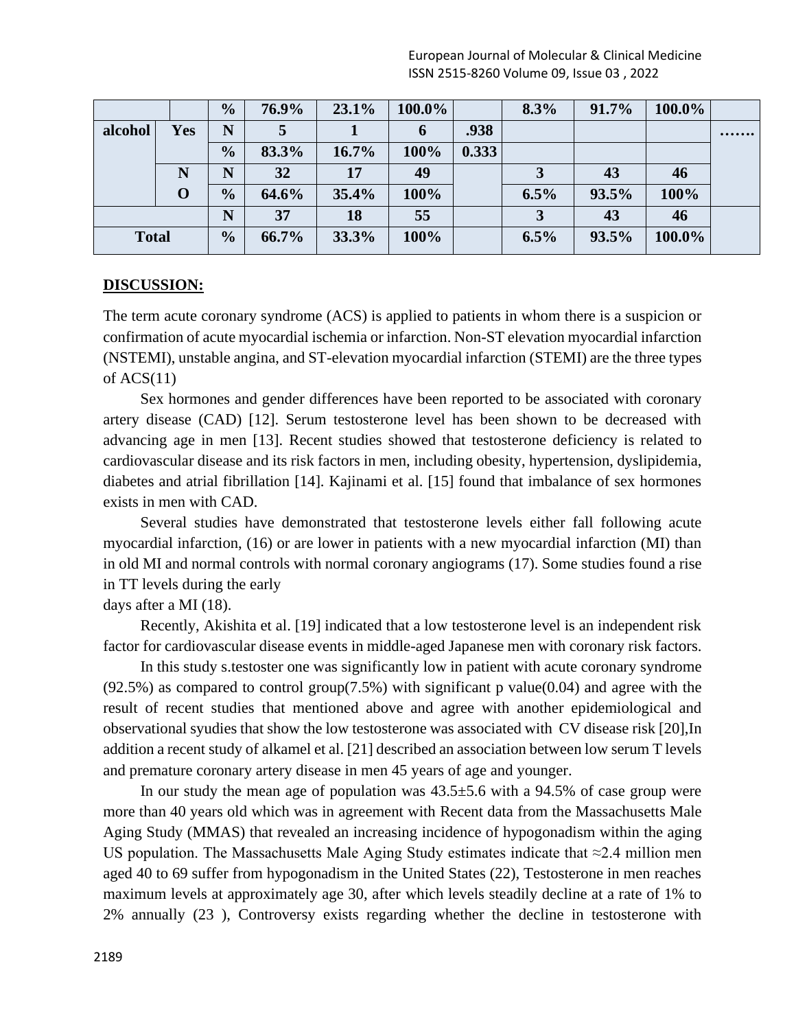| | | % | 76.9% | 23.1% | 100.0% | | 8.3% | 91.7% | 100.0% | |
|---|---|---|---|---|---|---|---|---|---|---|
| alcohol | Yes | N | 5 | 1 | 6 | .938 | | | | ……. |
| | | % | 83.3% | 16.7% | 100% | 0.333 | | | | |
| | NO | N | 32 | 17 | 49 | | 3 | 43 | 46 | |
| | | % | 64.6% | 35.4% | 100% | | 6.5% | 93.5% | 100% | |
| Total | | N | 37 | 18 | 55 | | 3 | 43 | 46 | |
| | | % | 66.7% | 33.3% | 100% | | 6.5% | 93.5% | 100.0% | |

## DISCUSSION:

The term acute coronary syndrome (ACS) is applied to patients in whom there is a suspicion or confirmation of acute myocardial ischemia or infarction. Non-ST elevation myocardial infarction (NSTEMI), unstable angina, and ST-elevation myocardial infarction (STEMI) are the three types of ACS(11)

Sex hormones and gender differences have been reported to be associated with coronary artery disease (CAD) [12]. Serum testosterone level has been shown to be decreased with advancing age in men [13]. Recent studies showed that testosterone deficiency is related to cardiovascular disease and its risk factors in men, including obesity, hypertension, dyslipidemia, diabetes and atrial fibrillation [14]. Kajinami et al. [15] found that imbalance of sex hormones exists in men with CAD.

Several studies have demonstrated that testosterone levels either fall following acute myocardial infarction, (16) or are lower in patients with a new myocardial infarction (MI) than in old MI and normal controls with normal coronary angiograms (17). Some studies found a rise in TT levels during the early days after a MI (18).

Recently, Akishita et al. [19] indicated that a low testosterone level is an independent risk factor for cardiovascular disease events in middle-aged Japanese men with coronary risk factors.

In this study s.testoster one was significantly low in patient with acute coronary syndrome (92.5%) as compared to control group(7.5%) with significant p value(0.04) and agree with the result of recent studies that mentioned above and agree with another epidemiological and observational syudies that show the low testosterone was associated with CV disease risk [20],In addition a recent study of alkamel et al. [21] described an association between low serum T levels and premature coronary artery disease in men 45 years of age and younger.

In our study the mean age of population was 43.5±5.6 with a 94.5% of case group were more than 40 years old which was in agreement with Recent data from the Massachusetts Male Aging Study (MMAS) that revealed an increasing incidence of hypogonadism within the aging US population. The Massachusetts Male Aging Study estimates indicate that ≈2.4 million men aged 40 to 69 suffer from hypogonadism in the United States (22), Testosterone in men reaches maximum levels at approximately age 30, after which levels steadily decline at a rate of 1% to 2% annually (23 ), Controversy exists regarding whether the decline in testosterone with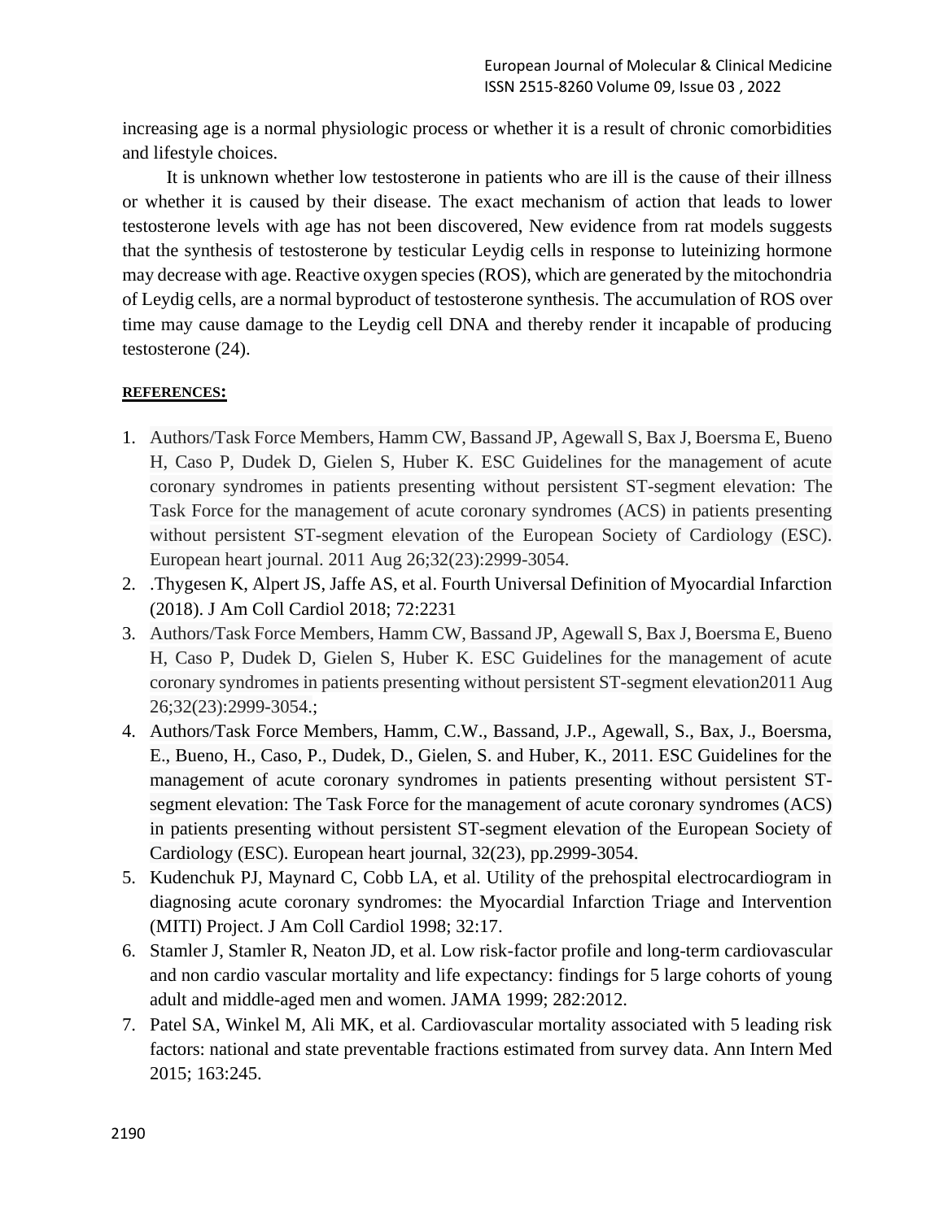increasing age is a normal physiologic process or whether it is a result of chronic comorbidities and lifestyle choices.

It is unknown whether low testosterone in patients who are ill is the cause of their illness or whether it is caused by their disease. The exact mechanism of action that leads to lower testosterone levels with age has not been discovered, New evidence from rat models suggests that the synthesis of testosterone by testicular Leydig cells in response to luteinizing hormone may decrease with age. Reactive oxygen species (ROS), which are generated by the mitochondria of Leydig cells, are a normal byproduct of testosterone synthesis. The accumulation of ROS over time may cause damage to the Leydig cell DNA and thereby render it incapable of producing testosterone (24).

**REFERENCES:**

1. Authors/Task Force Members, Hamm CW, Bassand JP, Agewall S, Bax J, Boersma E, Bueno H, Caso P, Dudek D, Gielen S, Huber K. ESC Guidelines for the management of acute coronary syndromes in patients presenting without persistent ST-segment elevation: The Task Force for the management of acute coronary syndromes (ACS) in patients presenting without persistent ST-segment elevation of the European Society of Cardiology (ESC). European heart journal. 2011 Aug 26;32(23):2999-3054.
2. .Thygesen K, Alpert JS, Jaffe AS, et al. Fourth Universal Definition of Myocardial Infarction (2018). J Am Coll Cardiol 2018; 72:2231
3. Authors/Task Force Members, Hamm CW, Bassand JP, Agewall S, Bax J, Boersma E, Bueno H, Caso P, Dudek D, Gielen S, Huber K. ESC Guidelines for the management of acute coronary syndromes in patients presenting without persistent ST-segment elevation2011 Aug 26;32(23):2999-3054.;
4. Authors/Task Force Members, Hamm, C.W., Bassand, J.P., Agewall, S., Bax, J., Boersma, E., Bueno, H., Caso, P., Dudek, D., Gielen, S. and Huber, K., 2011. ESC Guidelines for the management of acute coronary syndromes in patients presenting without persistent ST-segment elevation: The Task Force for the management of acute coronary syndromes (ACS) in patients presenting without persistent ST-segment elevation of the European Society of Cardiology (ESC). European heart journal, 32(23), pp.2999-3054.
5. Kudenchuk PJ, Maynard C, Cobb LA, et al. Utility of the prehospital electrocardiogram in diagnosing acute coronary syndromes: the Myocardial Infarction Triage and Intervention (MITI) Project. J Am Coll Cardiol 1998; 32:17.
6. Stamler J, Stamler R, Neaton JD, et al. Low risk-factor profile and long-term cardiovascular and non cardio vascular mortality and life expectancy: findings for 5 large cohorts of young adult and middle-aged men and women. JAMA 1999; 282:2012.
7. Patel SA, Winkel M, Ali MK, et al. Cardiovascular mortality associated with 5 leading risk factors: national and state preventable fractions estimated from survey data. Ann Intern Med 2015; 163:245.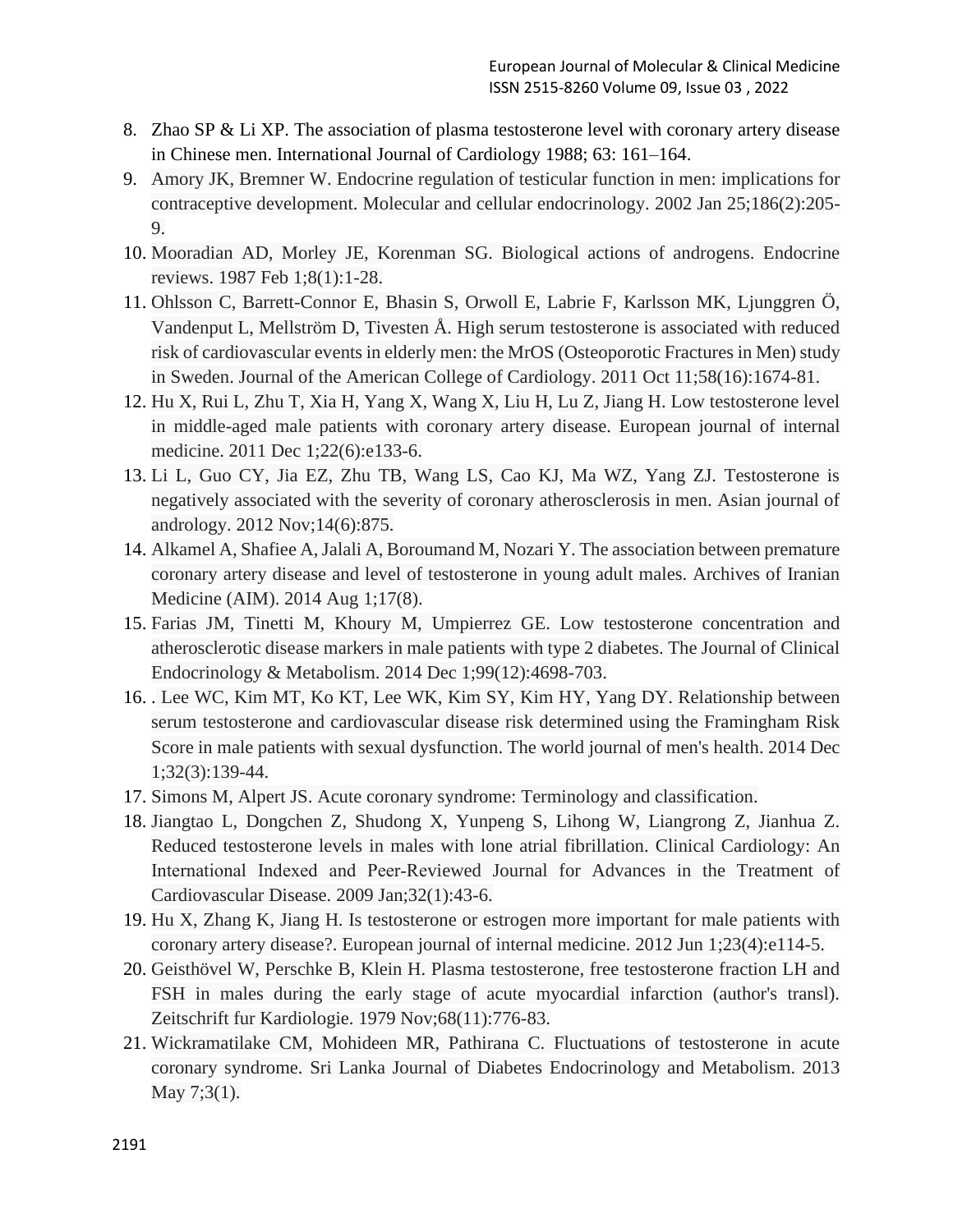8. Zhao SP & Li XP. The association of plasma testosterone level with coronary artery disease in Chinese men. International Journal of Cardiology 1988; 63: 161–164.
9. Amory JK, Bremner W. Endocrine regulation of testicular function in men: implications for contraceptive development. Molecular and cellular endocrinology. 2002 Jan 25;186(2):205-9.
10. Mooradian AD, Morley JE, Korenman SG. Biological actions of androgens. Endocrine reviews. 1987 Feb 1;8(1):1-28.
11. Ohlsson C, Barrett-Connor E, Bhasin S, Orwoll E, Labrie F, Karlsson MK, Ljunggren Ö, Vandenput L, Mellström D, Tivesten Å. High serum testosterone is associated with reduced risk of cardiovascular events in elderly men: the MrOS (Osteoporotic Fractures in Men) study in Sweden. Journal of the American College of Cardiology. 2011 Oct 11;58(16):1674-81.
12. Hu X, Rui L, Zhu T, Xia H, Yang X, Wang X, Liu H, Lu Z, Jiang H. Low testosterone level in middle-aged male patients with coronary artery disease. European journal of internal medicine. 2011 Dec 1;22(6):e133-6.
13. Li L, Guo CY, Jia EZ, Zhu TB, Wang LS, Cao KJ, Ma WZ, Yang ZJ. Testosterone is negatively associated with the severity of coronary atherosclerosis in men. Asian journal of andrology. 2012 Nov;14(6):875.
14. Alkamel A, Shafiee A, Jalali A, Boroumand M, Nozari Y. The association between premature coronary artery disease and level of testosterone in young adult males. Archives of Iranian Medicine (AIM). 2014 Aug 1;17(8).
15. Farias JM, Tinetti M, Khoury M, Umpierrez GE. Low testosterone concentration and atherosclerotic disease markers in male patients with type 2 diabetes. The Journal of Clinical Endocrinology & Metabolism. 2014 Dec 1;99(12):4698-703.
16. . Lee WC, Kim MT, Ko KT, Lee WK, Kim SY, Kim HY, Yang DY. Relationship between serum testosterone and cardiovascular disease risk determined using the Framingham Risk Score in male patients with sexual dysfunction. The world journal of men's health. 2014 Dec 1;32(3):139-44.
17. Simons M, Alpert JS. Acute coronary syndrome: Terminology and classification.
18. Jiangtao L, Dongchen Z, Shudong X, Yunpeng S, Lihong W, Liangrong Z, Jianhua Z. Reduced testosterone levels in males with lone atrial fibrillation. Clinical Cardiology: An International Indexed and Peer-Reviewed Journal for Advances in the Treatment of Cardiovascular Disease. 2009 Jan;32(1):43-6.
19. Hu X, Zhang K, Jiang H. Is testosterone or estrogen more important for male patients with coronary artery disease?. European journal of internal medicine. 2012 Jun 1;23(4):e114-5.
20. Geisthövel W, Perschke B, Klein H. Plasma testosterone, free testosterone fraction LH and FSH in males during the early stage of acute myocardial infarction (author's transl). Zeitschrift fur Kardiologie. 1979 Nov;68(11):776-83.
21. Wickramatilake CM, Mohideen MR, Pathirana C. Fluctuations of testosterone in acute coronary syndrome. Sri Lanka Journal of Diabetes Endocrinology and Metabolism. 2013 May 7;3(1).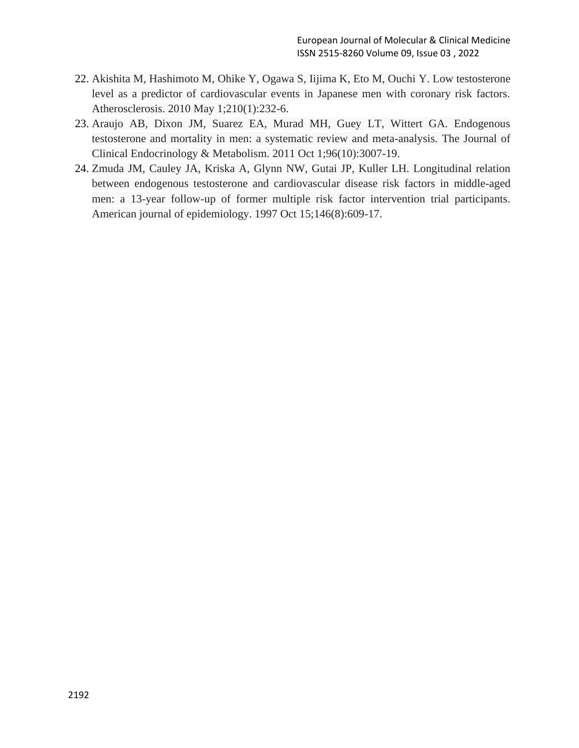22. Akishita M, Hashimoto M, Ohike Y, Ogawa S, Iijima K, Eto M, Ouchi Y. Low testosterone level as a predictor of cardiovascular events in Japanese men with coronary risk factors. Atherosclerosis. 2010 May 1;210(1):232-6.
23. Araujo AB, Dixon JM, Suarez EA, Murad MH, Guey LT, Wittert GA. Endogenous testosterone and mortality in men: a systematic review and meta-analysis. The Journal of Clinical Endocrinology & Metabolism. 2011 Oct 1;96(10):3007-19.
24. Zmuda JM, Cauley JA, Kriska A, Glynn NW, Gutai JP, Kuller LH. Longitudinal relation between endogenous testosterone and cardiovascular disease risk factors in middle-aged men: a 13-year follow-up of former multiple risk factor intervention trial participants. American journal of epidemiology. 1997 Oct 15;146(8):609-17.